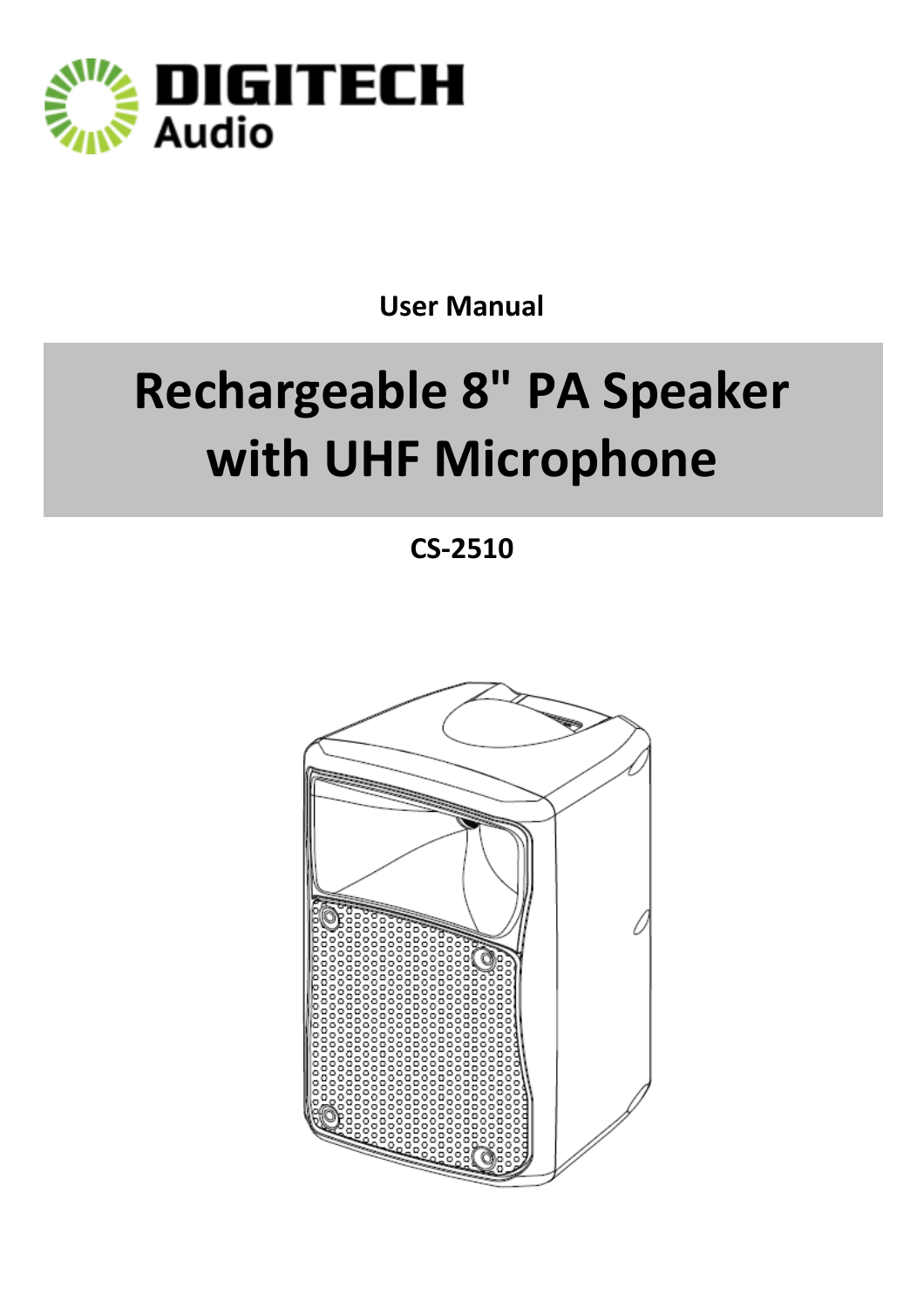DIGITECH
Audio

**User Manual**

# Rechargeable 8" PA Speaker with UHF Microphone

**CS-2510**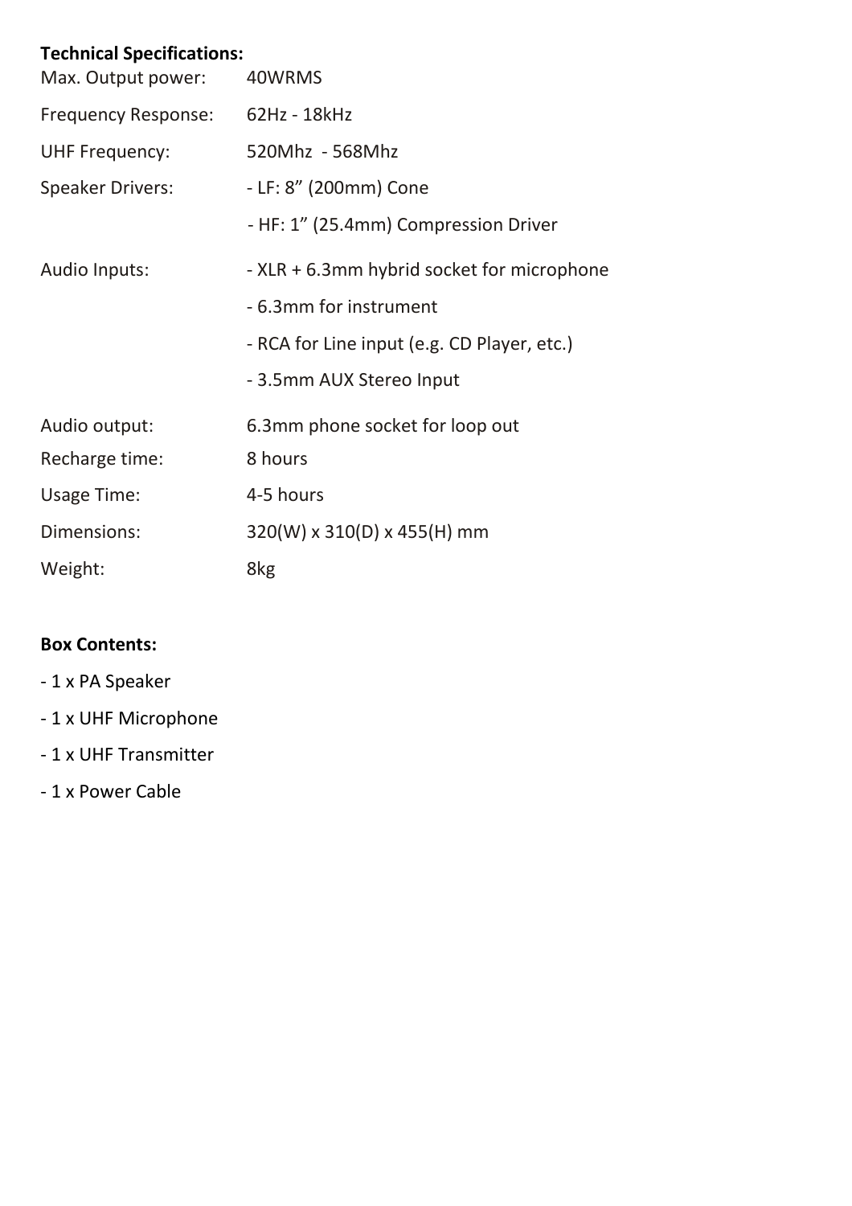**Technical Specifications:**

| | |
|---|---|
| Max. Output power: | 40WRMS |
| Frequency Response: | 62Hz - 18kHz |
| UHF Frequency: | 520Mhz - 568Mhz |
| Speaker Drivers: | - LF: 8" (200mm) Cone |
| | - HF: 1" (25.4mm) Compression Driver |
| Audio Inputs: | - XLR + 6.3mm hybrid socket for microphone |
| | - 6.3mm for instrument |
| | - RCA for Line input (e.g. CD Player, etc.) |
| | - 3.5mm AUX Stereo Input |
| Audio output: | 6.3mm phone socket for loop out |
| Recharge time: | 8 hours |
| Usage Time: | 4-5 hours |
| Dimensions: | 320(W) x 310(D) x 455(H) mm |
| Weight: | 8kg |

**Box Contents:**

- 1 x PA Speaker
- 1 x UHF Microphone
- 1 x UHF Transmitter
- 1 x Power Cable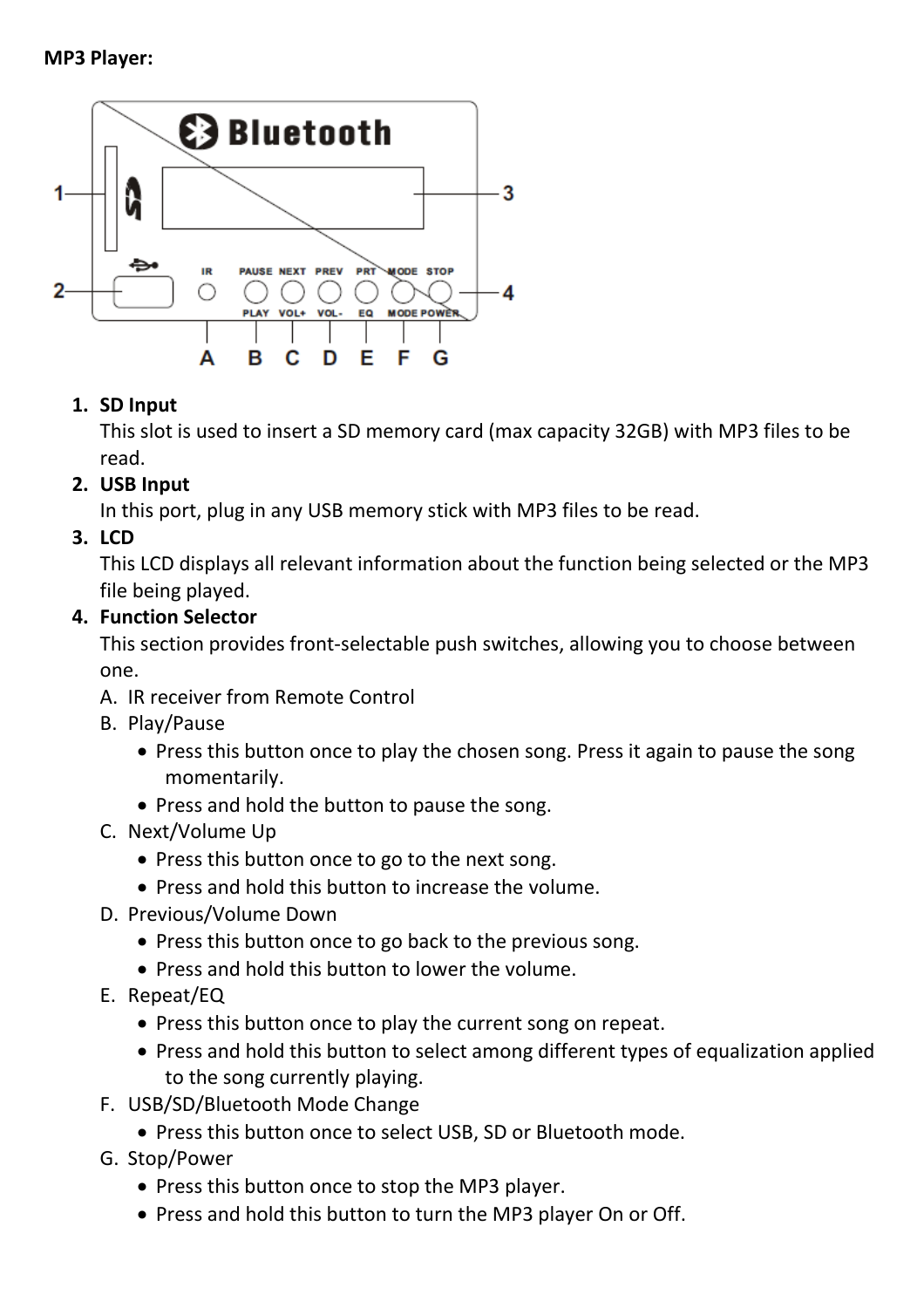**MP3 Player:**

1. **SD Input**
   This slot is used to insert a SD memory card (max capacity 32GB) with MP3 files to be read.
2. **USB Input**
   In this port, plug in any USB memory stick with MP3 files to be read.
3. **LCD**
   This LCD displays all relevant information about the function being selected or the MP3 file being played.
4. **Function Selector**
   This section provides front-selectable push switches, allowing you to choose between one.
   A. IR receiver from Remote Control
   B. Play/Pause
      - Press this button once to play the chosen song. Press it again to pause the song momentarily.
      - Press and hold the button to pause the song.
   C. Next/Volume Up
      - Press this button once to go to the next song.
      - Press and hold this button to increase the volume.
   D. Previous/Volume Down
      - Press this button once to go back to the previous song.
      - Press and hold this button to lower the volume.
   E. Repeat/EQ
      - Press this button once to play the current song on repeat.
      - Press and hold this button to select among different types of equalization applied to the song currently playing.
   F. USB/SD/Bluetooth Mode Change
      - Press this button once to select USB, SD or Bluetooth mode.
   G. Stop/Power
      - Press this button once to stop the MP3 player.
      - Press and hold this button to turn the MP3 player On or Off.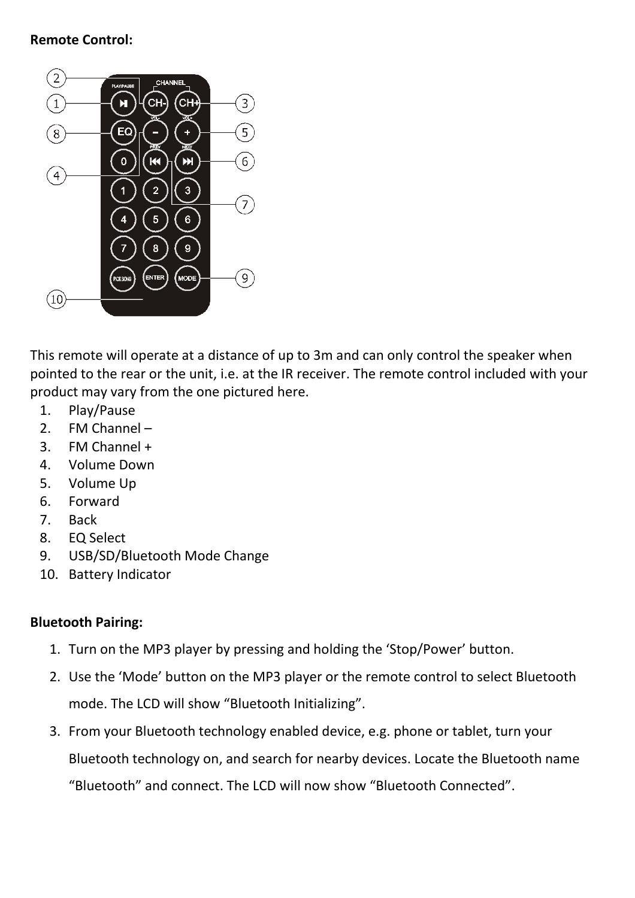**Remote Control:**

This remote will operate at a distance of up to 3m and can only control the speaker when pointed to the rear or the unit, i.e. at the IR receiver. The remote control included with your product may vary from the one pictured here.

1. Play/Pause
2. FM Channel –
3. FM Channel +
4. Volume Down
5. Volume Up
6. Forward
7. Back
8. EQ Select
9. USB/SD/Bluetooth Mode Change
10. Battery Indicator

**Bluetooth Pairing:**

1. Turn on the MP3 player by pressing and holding the 'Stop/Power' button.
2. Use the 'Mode' button on the MP3 player or the remote control to select Bluetooth mode. The LCD will show "Bluetooth Initializing".
3. From your Bluetooth technology enabled device, e.g. phone or tablet, turn your Bluetooth technology on, and search for nearby devices. Locate the Bluetooth name "Bluetooth" and connect. The LCD will now show "Bluetooth Connected".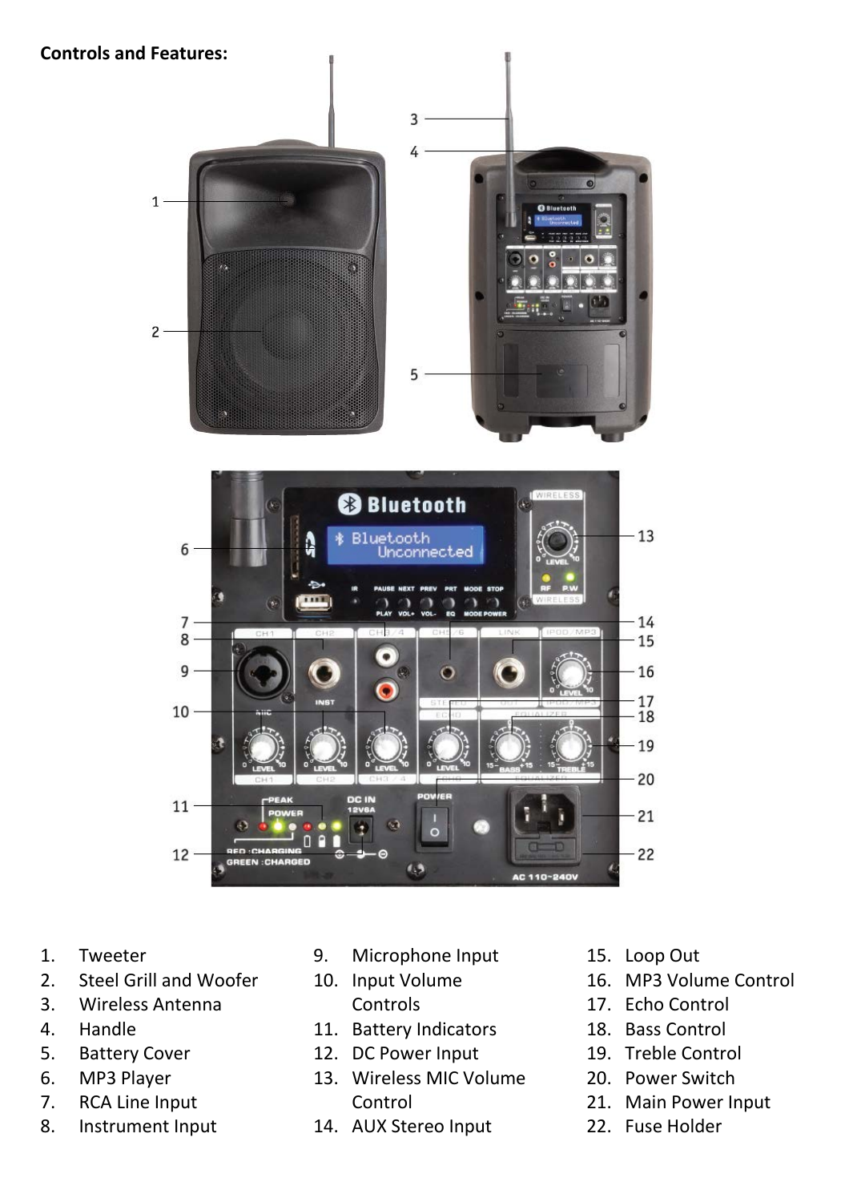**Controls and Features:**

1. Tweeter
2. Steel Grill and Woofer
3. Wireless Antenna
4. Handle
5. Battery Cover
6. MP3 Player
7. RCA Line Input
8. Instrument Input
9. Microphone Input
10. Input Volume Controls
11. Battery Indicators
12. DC Power Input
13. Wireless MIC Volume Control
14. AUX Stereo Input
15. Loop Out
16. MP3 Volume Control
17. Echo Control
18. Bass Control
19. Treble Control
20. Power Switch
21. Main Power Input
22. Fuse Holder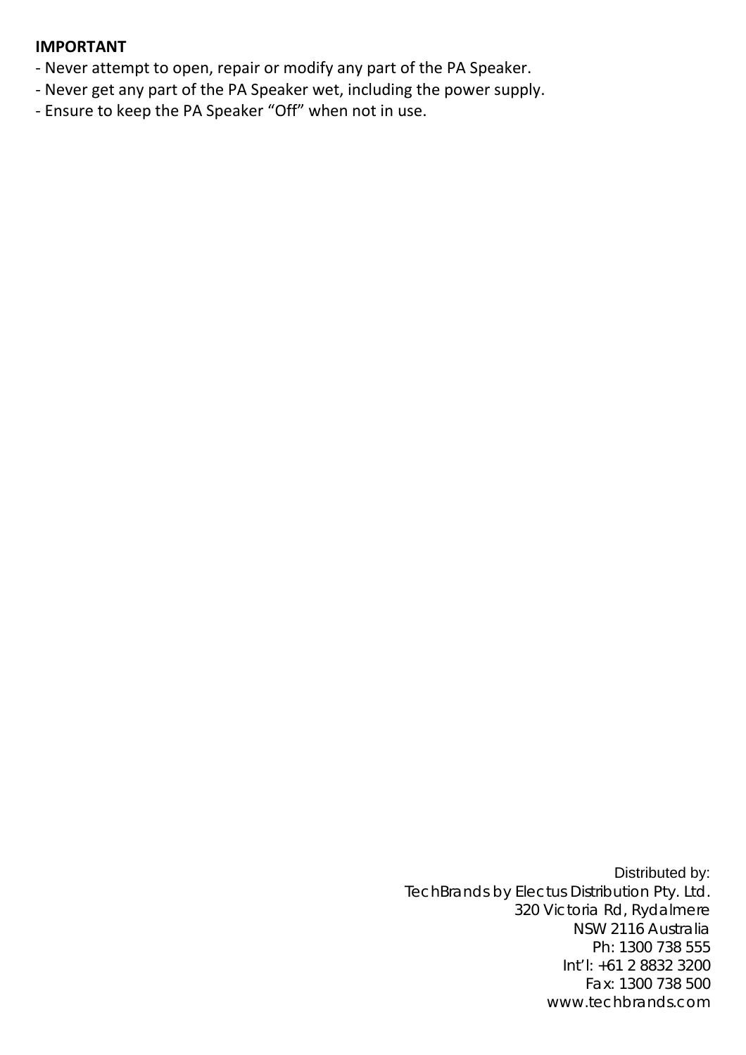**IMPORTANT**

- Never attempt to open, repair or modify any part of the PA Speaker.
- Never get any part of the PA Speaker wet, including the power supply.
- Ensure to keep the PA Speaker "Off" when not in use.

Distributed by:
TechBrands by Electus Distribution Pty. Ltd.
320 Victoria Rd, Rydalmere
NSW 2116 Australia
Ph: 1300 738 555
Int'l: +61 2 8832 3200
Fax: 1300 738 500
www.techbrands.com